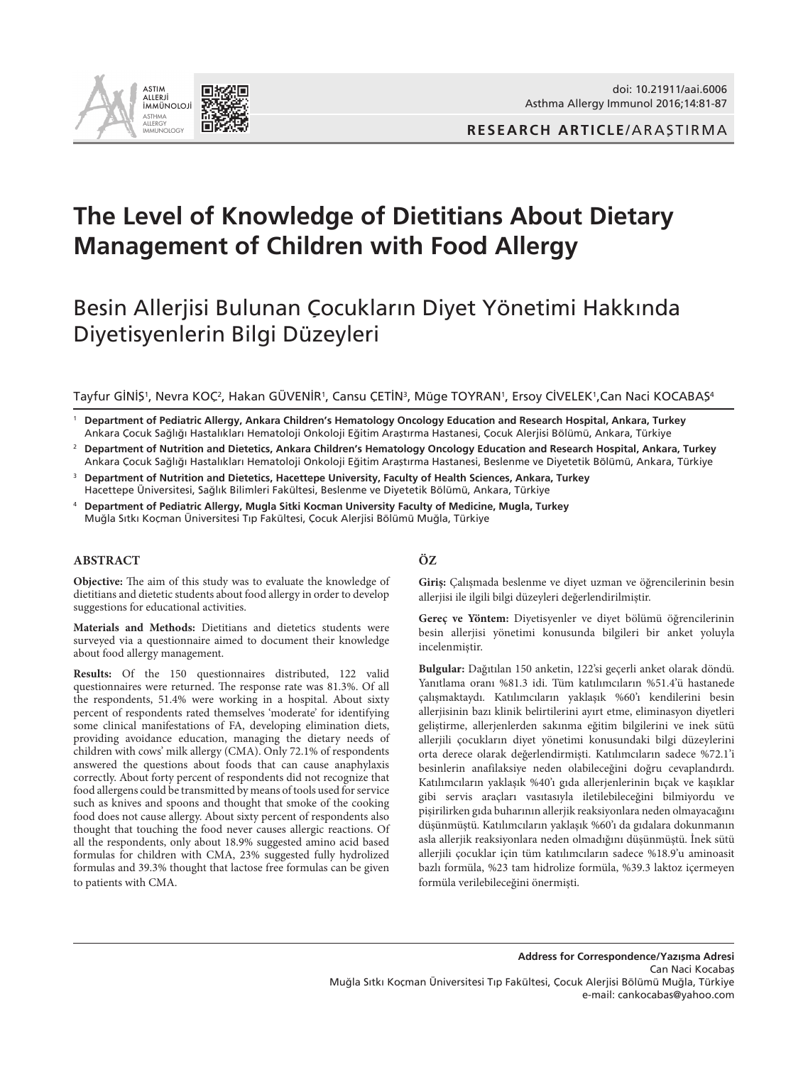RESEARCH ARTICLE/ARAŞTIRMA

# The Level of Knowledge of Dietitians About Dietary Management of Children with Food Allergy

# Besin Allerjisi Bulunan Çocukların Diyet Yönetimi Hakkında Diyetisyenlerin Bilgi Düzeyleri

Tayfur GİNİŞ[1], Nevra KOÇ[2], Hakan GÜVENİR[1], Cansu ÇETİN[3], Müge TOYRAN[1], Ersoy CİVELEK[1], Can Naci KOCABAŞ[4]

[1] **Department of Pediatric Allergy, Ankara Children's Hematology Oncology Education and Research Hospital, Ankara, Turkey**
Ankara Çocuk Sağlığı Hastalıkları Hematoloji Onkoloji Eğitim Araştırma Hastanesi, Çocuk Alerjisi Bölümü, Ankara, Türkiye

[2] **Department of Nutrition and Dietetics, Ankara Children's Hematology Oncology Education and Research Hospital, Ankara, Turkey**
Ankara Çocuk Sağlığı Hastalıkları Hematoloji Onkoloji Eğitim Araştırma Hastanesi, Beslenme ve Diyetetik Bölümü, Ankara, Türkiye

[3] **Department of Nutrition and Dietetics, Hacettepe University, Faculty of Health Sciences, Ankara, Turkey**
Hacettepe Üniversitesi, Sağlık Bilimleri Fakültesi, Beslenme ve Diyetetik Bölümü, Ankara, Türkiye

[4] **Department of Pediatric Allergy, Mugla Sitki Kocman University Faculty of Medicine, Mugla, Turkey**
Muğla Sıtkı Koçman Üniversitesi Tıp Fakültesi, Çocuk Alerjisi Bölümü Muğla, Türkiye

## ABSTRACT

**Objective:** The aim of this study was to evaluate the knowledge of dietitians and dietetic students about food allergy in order to develop suggestions for educational activities.

**Materials and Methods:** Dietitians and dietetics students were surveyed via a questionnaire aimed to document their knowledge about food allergy management.

**Results:** Of the 150 questionnaires distributed, 122 valid questionnaires were returned. The response rate was 81.3%. Of all the respondents, 51.4% were working in a hospital. About sixty percent of respondents rated themselves 'moderate' for identifying some clinical manifestations of FA, developing elimination diets, providing avoidance education, managing the dietary needs of children with cows' milk allergy (CMA). Only 72.1% of respondents answered the questions about foods that can cause anaphylaxis correctly. About forty percent of respondents did not recognize that food allergens could be transmitted by means of tools used for service such as knives and spoons and thought that smoke of the cooking food does not cause allergy. About sixty percent of respondents also thought that touching the food never causes allergic reactions. Of all the respondents, only about 18.9% suggested amino acid based formulas for children with CMA, 23% suggested fully hydrolized formulas and 39.3% thought that lactose free formulas can be given to patients with CMA.

## ÖZ

**Giriş:** Çalışmada beslenme ve diyet uzman ve öğrencilerinin besin allerjisi ile ilgili bilgi düzeyleri değerlendirilmiştir.

**Gereç ve Yöntem:** Diyetisyenler ve diyet bölümü öğrencilerinin besin allerjisi yönetimi konusunda bilgileri bir anket yoluyla incelenmiştir.

**Bulgular:** Dağıtılan 150 anketin, 122'si geçerli anket olarak döndü. Yanıtlama oranı %81.3 idi. Tüm katılımcıların %51.4'ü hastanede çalışmaktaydı. Katılımcıların yaklaşık %60'ı kendilerini besin allerjisinin bazı klinik belirtilerini ayırt etme, eliminasyon diyetleri geliştirme, allerjenlerden sakınma eğitim bilgilerini ve inek sütü allerjili çocukların diyet yönetimi konusundaki bilgi düzeylerini orta derece olarak değerlendirmişti. Katılımcıların sadece %72.1'i besinlerin anafilaksiye neden olabileceğini doğru cevaplandırdı. Katılımcıların yaklaşık %40'ı gıda allerjenlerinin bıçak ve kaşıklar gibi servis araçları vasıtasıyla iletilebileceğini bilmiyordu ve pişirilirken gıda buharının allerjik reaksiyonlara neden olmayacağını düşünmüştü. Katılımcıların yaklaşık %60'ı da gıdalara dokunmanın asla allerjik reaksiyonlara neden olmadığını düşünmüştü. İnek sütü allerjili çocuklar için tüm katılımcıların sadece %18.9'u aminoasit bazlı formüla, %23 tam hidrolize formüla, %39.3 laktoz içermeyen formüla verilebileceğini önermişti.

**Address for Correspondence/Yazışma Adresi**
Can Naci Kocabaş
Muğla Sıtkı Koçman Üniversitesi Tıp Fakültesi, Çocuk Alerjisi Bölümü Muğla, Türkiye
e-mail: cankocabas@yahoo.com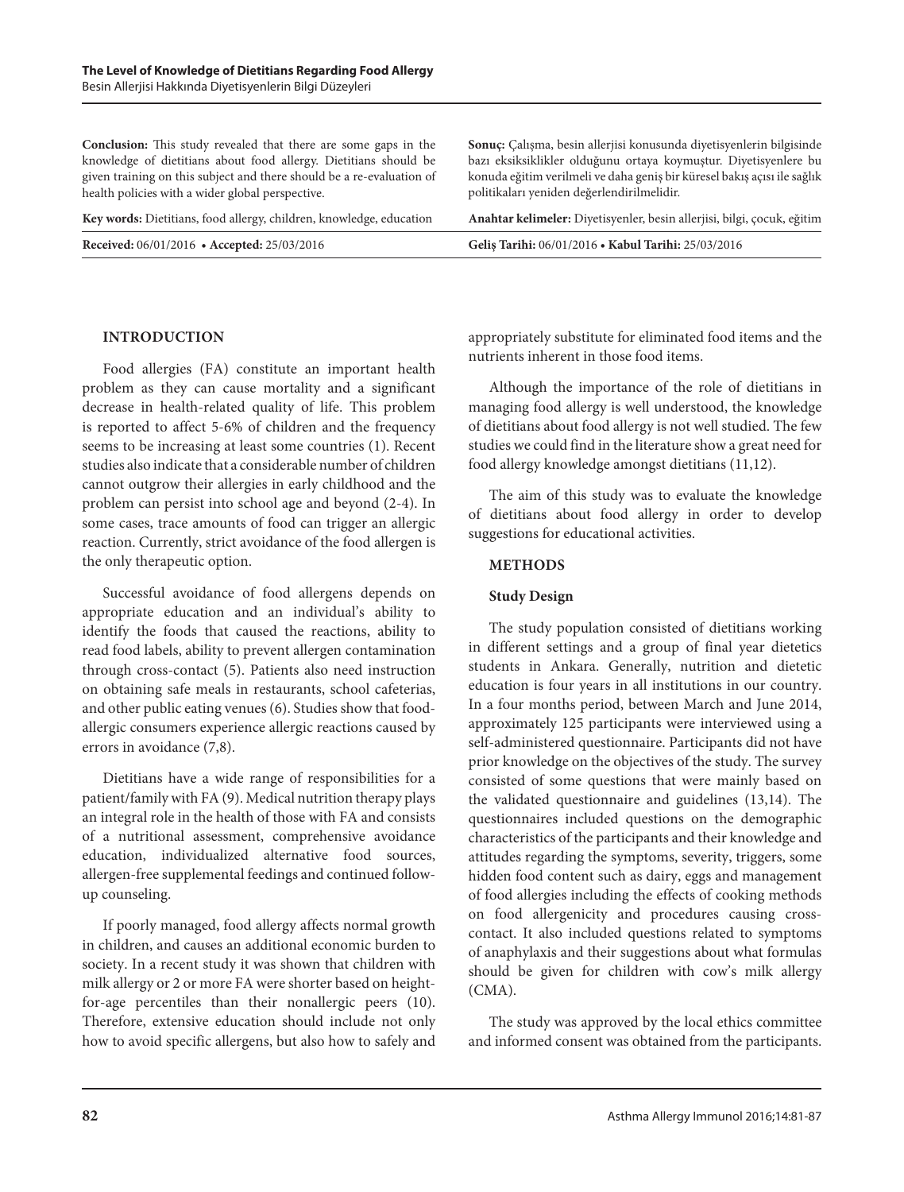**Conclusion:** This study revealed that there are some gaps in the knowledge of dietitians about food allergy. Dietitians should be given training on this subject and there should be a re-evaluation of health policies with a wider global perspective.

**Key words:** Dietitians, food allergy, children, knowledge, education

**Received:** 06/01/2016 • **Accepted:** 25/03/2016

**Sonuç:** Çalışma, besin allerjisi konusunda diyetisyenlerin bilgisinde bazı eksiksiklikler olduğunu ortaya koymuştur. Diyetisyenlere bu konuda eğitim verilmeli ve daha geniş bir küresel bakış açısı ile sağlık politikaları yeniden değerlendirilmelidir.

**Anahtar kelimeler:** Diyetisyenler, besin allerjisi, bilgi, çocuk, eğitim

**Geliş Tarihi:** 06/01/2016 • **Kabul Tarihi:** 25/03/2016

## INTRODUCTION

Food allergies (FA) constitute an important health problem as they can cause mortality and a significant decrease in health-related quality of life. This problem is reported to affect 5-6% of children and the frequency seems to be increasing at least some countries (1). Recent studies also indicate that a considerable number of children cannot outgrow their allergies in early childhood and the problem can persist into school age and beyond (2-4). In some cases, trace amounts of food can trigger an allergic reaction. Currently, strict avoidance of the food allergen is the only therapeutic option.

Successful avoidance of food allergens depends on appropriate education and an individual's ability to identify the foods that caused the reactions, ability to read food labels, ability to prevent allergen contamination through cross-contact (5). Patients also need instruction on obtaining safe meals in restaurants, school cafeterias, and other public eating venues (6). Studies show that food-allergic consumers experience allergic reactions caused by errors in avoidance (7,8).

Dietitians have a wide range of responsibilities for a patient/family with FA (9). Medical nutrition therapy plays an integral role in the health of those with FA and consists of a nutritional assessment, comprehensive avoidance education, individualized alternative food sources, allergen-free supplemental feedings and continued follow-up counseling.

If poorly managed, food allergy affects normal growth in children, and causes an additional economic burden to society. In a recent study it was shown that children with milk allergy or 2 or more FA were shorter based on height-for-age percentiles than their nonallergic peers (10). Therefore, extensive education should include not only how to avoid specific allergens, but also how to safely and appropriately substitute for eliminated food items and the nutrients inherent in those food items.

Although the importance of the role of dietitians in managing food allergy is well understood, the knowledge of dietitians about food allergy is not well studied. The few studies we could find in the literature show a great need for food allergy knowledge amongst dietitians (11,12).

The aim of this study was to evaluate the knowledge of dietitians about food allergy in order to develop suggestions for educational activities.

## METHODS

### Study Design

The study population consisted of dietitians working in different settings and a group of final year dietetics students in Ankara. Generally, nutrition and dietetic education is four years in all institutions in our country. In a four months period, between March and June 2014, approximately 125 participants were interviewed using a self-administered questionnaire. Participants did not have prior knowledge on the objectives of the study. The survey consisted of some questions that were mainly based on the validated questionnaire and guidelines (13,14). The questionnaires included questions on the demographic characteristics of the participants and their knowledge and attitudes regarding the symptoms, severity, triggers, some hidden food content such as dairy, eggs and management of food allergies including the effects of cooking methods on food allergenicity and procedures causing cross-contact. It also included questions related to symptoms of anaphylaxis and their suggestions about what formulas should be given for children with cow's milk allergy (CMA).

The study was approved by the local ethics committee and informed consent was obtained from the participants.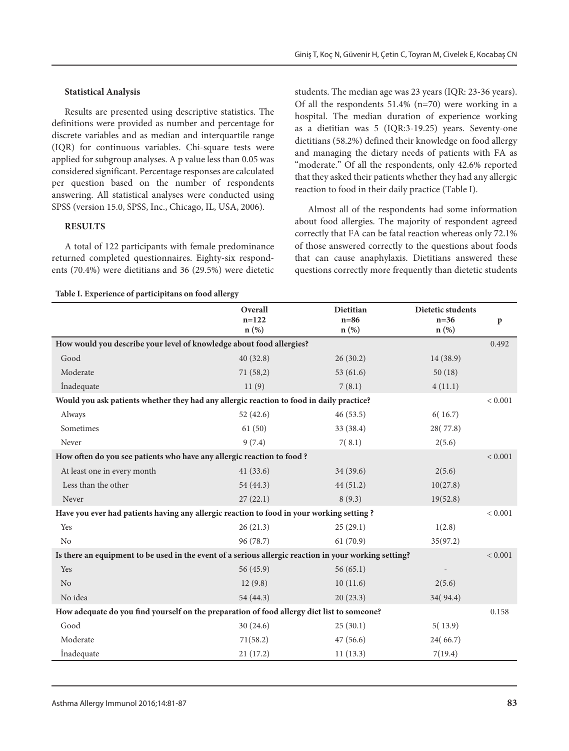### Statistical Analysis

Results are presented using descriptive statistics. The definitions were provided as number and percentage for discrete variables and as median and interquartile range (IQR) for continuous variables. Chi-square tests were applied for subgroup analyses. A p value less than 0.05 was considered significant. Percentage responses are calculated per question based on the number of respondents answering. All statistical analyses were conducted using SPSS (version 15.0, SPSS, Inc., Chicago, IL, USA, 2006).

## RESULTS

A total of 122 participants with female predominance returned completed questionnaires. Eighty-six respondents (70.4%) were dietitians and 36 (29.5%) were dietetic students. The median age was 23 years (IQR: 23-36 years). Of all the respondents 51.4% (n=70) were working in a hospital. The median duration of experience working as a dietitian was 5 (IQR:3-19.25) years. Seventy-one dietitians (58.2%) defined their knowledge on food allergy and managing the dietary needs of patients with FA as "moderate." Of all the respondents, only 42.6% reported that they asked their patients whether they had any allergic reaction to food in their daily practice (Table I).

Almost all of the respondents had some information about food allergies. The majority of respondent agreed correctly that FA can be fatal reaction whereas only 72.1% of those answered correctly to the questions about foods that can cause anaphylaxis. Dietitians answered these questions correctly more frequently than dietetic students

**Table I. Experience of participitans on food allergy**

| | Overall n=122 n (%) | Dietitian n=86 n (%) | Dietetic students n=36 n (%) | p |
|---|---|---|---|---|
| **How would you describe your level of knowledge about food allergies?** | | | | 0.492 |
| Good | 40 (32.8) | 26 (30.2) | 14 (38.9) | |
| Moderate | 71 (58,2) | 53 (61.6) | 50 (18) | |
| İnadequate | 11 (9) | 7 (8.1) | 4 (11.1) | |
| **Would you ask patients whether they had any allergic reaction to food in daily practice?** | | | | < 0.001 |
| Always | 52 (42.6) | 46 (53.5) | 6( 16.7) | |
| Sometimes | 61 (50) | 33 (38.4) | 28( 77.8) | |
| Never | 9 (7.4) | 7( 8.1) | 2(5.6) | |
| **How often do you see patients who have any allergic reaction to food ?** | | | | < 0.001 |
| At least one in every month | 41 (33.6) | 34 (39.6) | 2(5.6) | |
| Less than the other | 54 (44.3) | 44 (51.2) | 10(27.8) | |
| Never | 27 (22.1) | 8 (9.3) | 19(52.8) | |
| **Have you ever had patients having any allergic reaction to food in your working setting ?** | | | | < 0.001 |
| Yes | 26 (21.3) | 25 (29.1) | 1(2.8) | |
| No | 96 (78.7) | 61 (70.9) | 35(97.2) | |
| **Is there an equipment to be used in the event of a serious allergic reaction in your working setting?** | | | | < 0.001 |
| Yes | 56 (45.9) | 56 (65.1) | - | |
| No | 12 (9.8) | 10 (11.6) | 2(5.6) | |
| No idea | 54 (44.3) | 20 (23.3) | 34( 94.4) | |
| **How adequate do you find yourself on the preparation of food allergy diet list to someone?** | | | | 0.158 |
| Good | 30 (24.6) | 25 (30.1) | 5( 13.9) | |
| Moderate | 71(58.2) | 47 (56.6) | 24( 66.7) | |
| İnadequate | 21 (17.2) | 11 (13.3) | 7(19.4) | |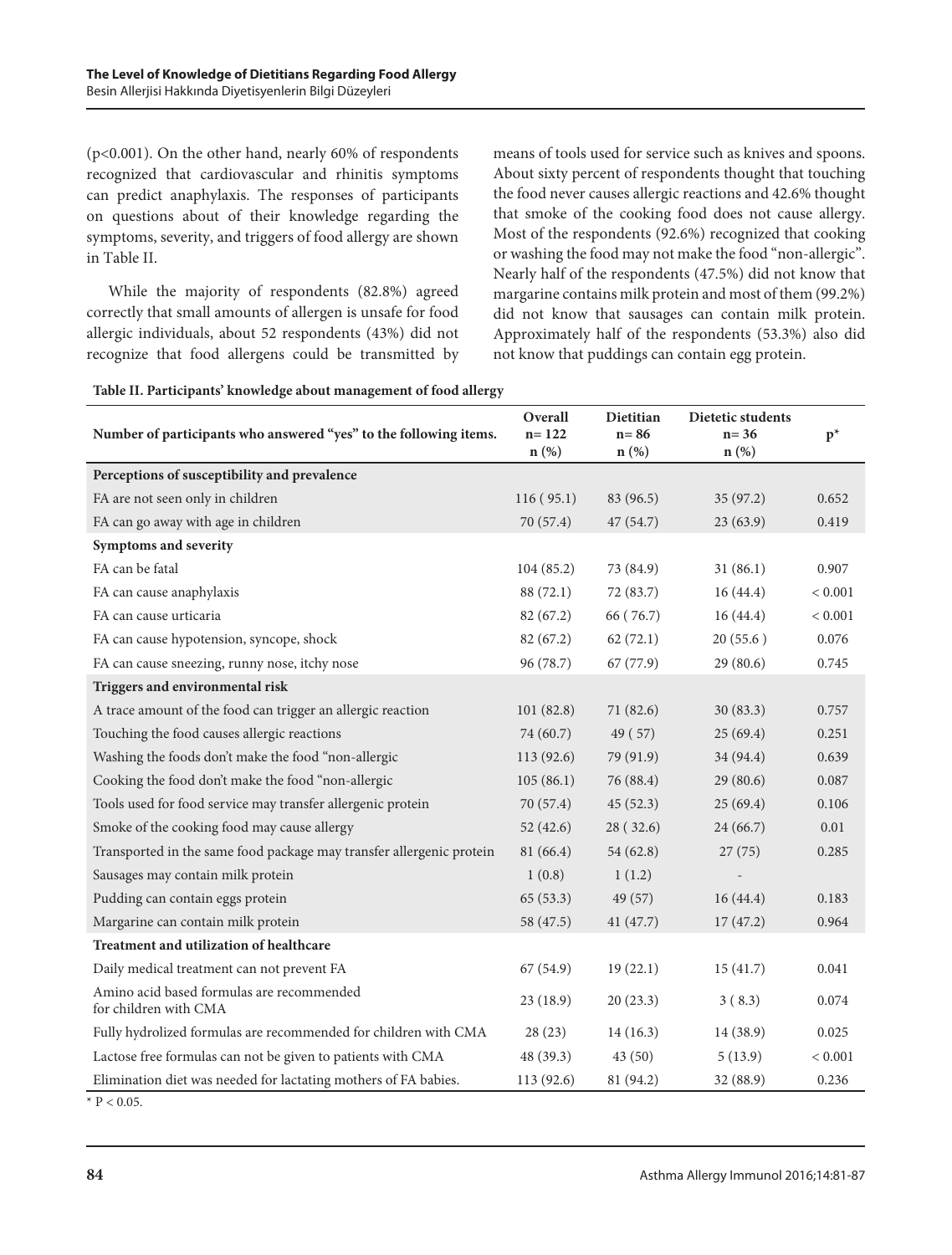(p<0.001). On the other hand, nearly 60% of respondents recognized that cardiovascular and rhinitis symptoms can predict anaphylaxis. The responses of participants on questions about of their knowledge regarding the symptoms, severity, and triggers of food allergy are shown in Table II.

While the majority of respondents (82.8%) agreed correctly that small amounts of allergen is unsafe for food allergic individuals, about 52 respondents (43%) did not recognize that food allergens could be transmitted by means of tools used for service such as knives and spoons. About sixty percent of respondents thought that touching the food never causes allergic reactions and 42.6% thought that smoke of the cooking food does not cause allergy. Most of the respondents (92.6%) recognized that cooking or washing the food may not make the food "non-allergic". Nearly half of the respondents (47.5%) did not know that margarine contains milk protein and most of them (99.2%) did not know that sausages can contain milk protein. Approximately half of the respondents (53.3%) also did not know that puddings can contain egg protein.

**Table II. Participants' knowledge about management of food allergy**

| Number of participants who answered "yes" to the following items. | Overall n= 122 n (%) | Dietitian n= 86 n (%) | Dietetic students n= 36 n (%) | p* |
|---|---|---|---|---|
| **Perceptions of susceptibility and prevalence** | | | | |
| FA are not seen only in children | 116 ( 95.1) | 83 (96.5) | 35 (97.2) | 0.652 |
| FA can go away with age in children | 70 (57.4) | 47 (54.7) | 23 (63.9) | 0.419 |
| **Symptoms and severity** | | | | |
| FA can be fatal | 104 (85.2) | 73 (84.9) | 31 (86.1) | 0.907 |
| FA can cause anaphylaxis | 88 (72.1) | 72 (83.7) | 16 (44.4) | < 0.001 |
| FA can cause urticaria | 82 (67.2) | 66 ( 76.7) | 16 (44.4) | < 0.001 |
| FA can cause hypotension, syncope, shock | 82 (67.2) | 62 (72.1) | 20 (55.6 ) | 0.076 |
| FA can cause sneezing, runny nose, itchy nose | 96 (78.7) | 67 (77.9) | 29 (80.6) | 0.745 |
| **Triggers and environmental risk** | | | | |
| A trace amount of the food can trigger an allergic reaction | 101 (82.8) | 71 (82.6) | 30 (83.3) | 0.757 |
| Touching the food causes allergic reactions | 74 (60.7) | 49 ( 57) | 25 (69.4) | 0.251 |
| Washing the foods don't make the food "non-allergic | 113 (92.6) | 79 (91.9) | 34 (94.4) | 0.639 |
| Cooking the food don't make the food "non-allergic | 105 (86.1) | 76 (88.4) | 29 (80.6) | 0.087 |
| Tools used for food service may transfer allergenic protein | 70 (57.4) | 45 (52.3) | 25 (69.4) | 0.106 |
| Smoke of the cooking food may cause allergy | 52 (42.6) | 28 ( 32.6) | 24 (66.7) | 0.01 |
| Transported in the same food package may transfer allergenic protein | 81 (66.4) | 54 (62.8) | 27 (75) | 0.285 |
| Sausages may contain milk protein | 1 (0.8) | 1 (1.2) | - | |
| Pudding can contain eggs protein | 65 (53.3) | 49 (57) | 16 (44.4) | 0.183 |
| Margarine can contain milk protein | 58 (47.5) | 41 (47.7) | 17 (47.2) | 0.964 |
| **Treatment and utilization of healthcare** | | | | |
| Daily medical treatment can not prevent FA | 67 (54.9) | 19 (22.1) | 15 (41.7) | 0.041 |
| Amino acid based formulas are recommended for children with CMA | 23 (18.9) | 20 (23.3) | 3 ( 8.3) | 0.074 |
| Fully hydrolized formulas are recommended for children with CMA | 28 (23) | 14 (16.3) | 14 (38.9) | 0.025 |
| Lactose free formulas can not be given to patients with CMA | 48 (39.3) | 43 (50) | 5 (13.9) | < 0.001 |
| Elimination diet was needed for lactating mothers of FA babies. | 113 (92.6) | 81 (94.2) | 32 (88.9) | 0.236 |

* $P < 0.05$.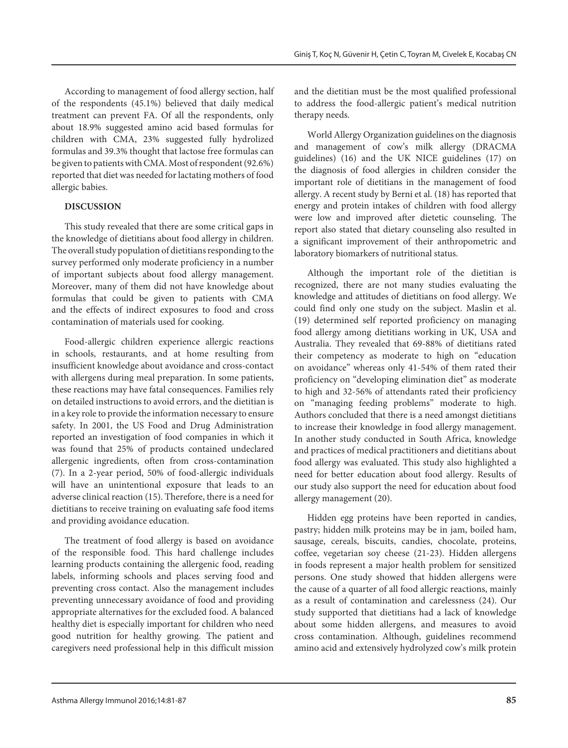According to management of food allergy section, half of the respondents (45.1%) believed that daily medical treatment can prevent FA. Of all the respondents, only about 18.9% suggested amino acid based formulas for children with CMA, 23% suggested fully hydrolized formulas and 39.3% thought that lactose free formulas can be given to patients with CMA. Most of respondent (92.6%) reported that diet was needed for lactating mothers of food allergic babies.

## DISCUSSION

This study revealed that there are some critical gaps in the knowledge of dietitians about food allergy in children. The overall study population of dietitians responding to the survey performed only moderate proficiency in a number of important subjects about food allergy management. Moreover, many of them did not have knowledge about formulas that could be given to patients with CMA and the effects of indirect exposures to food and cross contamination of materials used for cooking.

Food-allergic children experience allergic reactions in schools, restaurants, and at home resulting from insufficient knowledge about avoidance and cross-contact with allergens during meal preparation. In some patients, these reactions may have fatal consequences. Families rely on detailed instructions to avoid errors, and the dietitian is in a key role to provide the information necessary to ensure safety. In 2001, the US Food and Drug Administration reported an investigation of food companies in which it was found that 25% of products contained undeclared allergenic ingredients, often from cross-contamination (7). In a 2-year period, 50% of food-allergic individuals will have an unintentional exposure that leads to an adverse clinical reaction (15). Therefore, there is a need for dietitians to receive training on evaluating safe food items and providing avoidance education.

The treatment of food allergy is based on avoidance of the responsible food. This hard challenge includes learning products containing the allergenic food, reading labels, informing schools and places serving food and preventing cross contact. Also the management includes preventing unnecessary avoidance of food and providing appropriate alternatives for the excluded food. A balanced healthy diet is especially important for children who need good nutrition for healthy growing. The patient and caregivers need professional help in this difficult mission and the dietitian must be the most qualified professional to address the food-allergic patient's medical nutrition therapy needs.

World Allergy Organization guidelines on the diagnosis and management of cow's milk allergy (DRACMA guidelines) (16) and the UK NICE guidelines (17) on the diagnosis of food allergies in children consider the important role of dietitians in the management of food allergy. A recent study by Berni et al. (18) has reported that energy and protein intakes of children with food allergy were low and improved after dietetic counseling. The report also stated that dietary counseling also resulted in a significant improvement of their anthropometric and laboratory biomarkers of nutritional status.

Although the important role of the dietitian is recognized, there are not many studies evaluating the knowledge and attitudes of dietitians on food allergy. We could find only one study on the subject. Maslin et al. (19) determined self reported proficiency on managing food allergy among dietitians working in UK, USA and Australia. They revealed that 69-88% of dietitians rated their competency as moderate to high on "education on avoidance" whereas only 41-54% of them rated their proficiency on "developing elimination diet" as moderate to high and 32-56% of attendants rated their proficiency on "managing feeding problems" moderate to high. Authors concluded that there is a need amongst dietitians to increase their knowledge in food allergy management. In another study conducted in South Africa, knowledge and practices of medical practitioners and dietitians about food allergy was evaluated. This study also highlighted a need for better education about food allergy. Results of our study also support the need for education about food allergy management (20).

Hidden egg proteins have been reported in candies, pastry; hidden milk proteins may be in jam, boiled ham, sausage, cereals, biscuits, candies, chocolate, proteins, coffee, vegetarian soy cheese (21-23). Hidden allergens in foods represent a major health problem for sensitized persons. One study showed that hidden allergens were the cause of a quarter of all food allergic reactions, mainly as a result of contamination and carelessness (24). Our study supported that dietitians had a lack of knowledge about some hidden allergens, and measures to avoid cross contamination. Although, guidelines recommend amino acid and extensively hydrolyzed cow's milk protein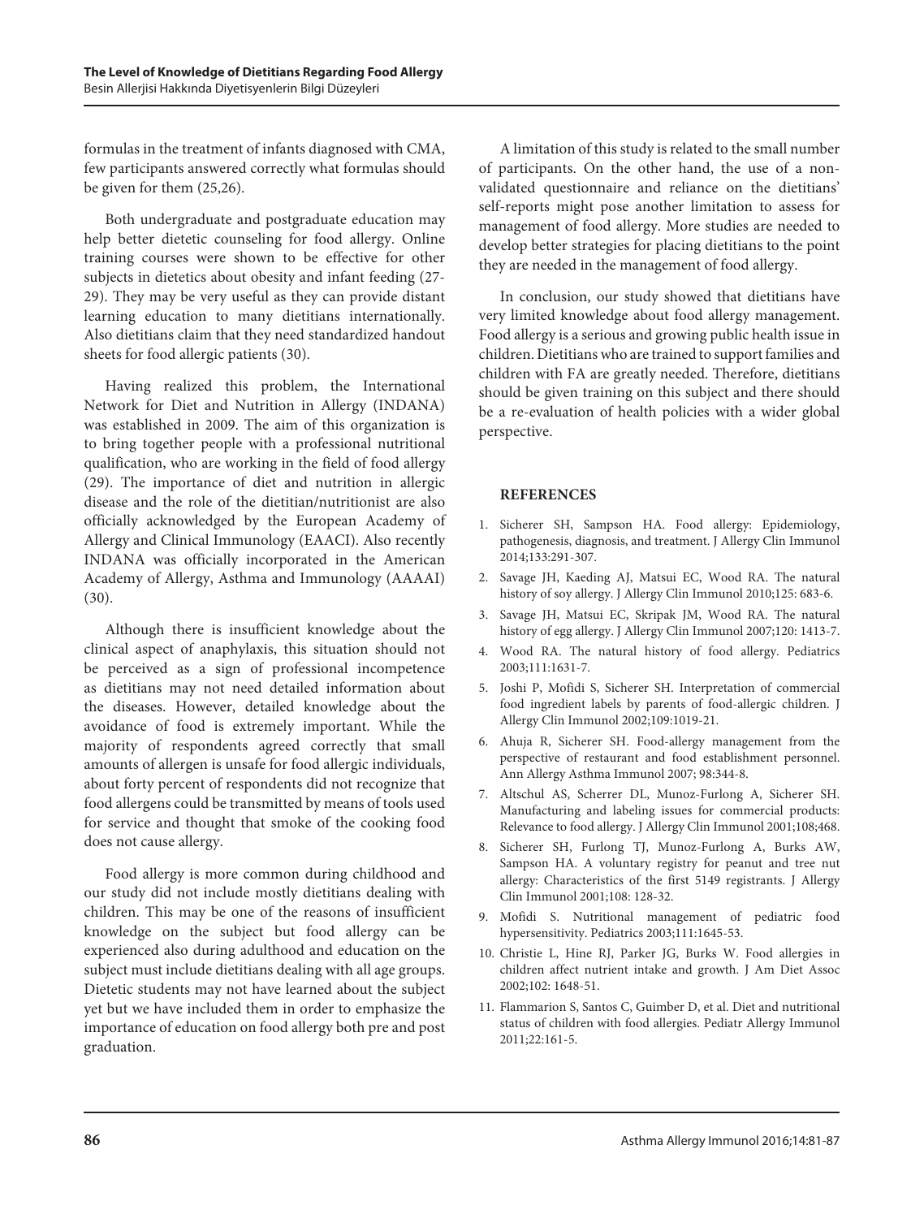formulas in the treatment of infants diagnosed with CMA, few participants answered correctly what formulas should be given for them (25,26).

Both undergraduate and postgraduate education may help better dietetic counseling for food allergy. Online training courses were shown to be effective for other subjects in dietetics about obesity and infant feeding (27-29). They may be very useful as they can provide distant learning education to many dietitians internationally. Also dietitians claim that they need standardized handout sheets for food allergic patients (30).

Having realized this problem, the International Network for Diet and Nutrition in Allergy (INDANA) was established in 2009. The aim of this organization is to bring together people with a professional nutritional qualification, who are working in the field of food allergy (29). The importance of diet and nutrition in allergic disease and the role of the dietitian/nutritionist are also officially acknowledged by the European Academy of Allergy and Clinical Immunology (EAACI). Also recently INDANA was officially incorporated in the American Academy of Allergy, Asthma and Immunology (AAAAI) (30).

Although there is insufficient knowledge about the clinical aspect of anaphylaxis, this situation should not be perceived as a sign of professional incompetence as dietitians may not need detailed information about the diseases. However, detailed knowledge about the avoidance of food is extremely important. While the majority of respondents agreed correctly that small amounts of allergen is unsafe for food allergic individuals, about forty percent of respondents did not recognize that food allergens could be transmitted by means of tools used for service and thought that smoke of the cooking food does not cause allergy.

Food allergy is more common during childhood and our study did not include mostly dietitians dealing with children. This may be one of the reasons of insufficient knowledge on the subject but food allergy can be experienced also during adulthood and education on the subject must include dietitians dealing with all age groups. Dietetic students may not have learned about the subject yet but we have included them in order to emphasize the importance of education on food allergy both pre and post graduation.

A limitation of this study is related to the small number of participants. On the other hand, the use of a non-validated questionnaire and reliance on the dietitians' self-reports might pose another limitation to assess for management of food allergy. More studies are needed to develop better strategies for placing dietitians to the point they are needed in the management of food allergy.

In conclusion, our study showed that dietitians have very limited knowledge about food allergy management. Food allergy is a serious and growing public health issue in children. Dietitians who are trained to support families and children with FA are greatly needed. Therefore, dietitians should be given training on this subject and there should be a re-evaluation of health policies with a wider global perspective.

## REFERENCES

1. Sicherer SH, Sampson HA. Food allergy: Epidemiology, pathogenesis, diagnosis, and treatment. J Allergy Clin Immunol 2014;133:291-307.
2. Savage JH, Kaeding AJ, Matsui EC, Wood RA. The natural history of soy allergy. J Allergy Clin Immunol 2010;125: 683-6.
3. Savage JH, Matsui EC, Skripak JM, Wood RA. The natural history of egg allergy. J Allergy Clin Immunol 2007;120: 1413-7.
4. Wood RA. The natural history of food allergy. Pediatrics 2003;111:1631-7.
5. Joshi P, Mofidi S, Sicherer SH. Interpretation of commercial food ingredient labels by parents of food-allergic children. J Allergy Clin Immunol 2002;109:1019-21.
6. Ahuja R, Sicherer SH. Food-allergy management from the perspective of restaurant and food establishment personnel. Ann Allergy Asthma Immunol 2007; 98:344-8.
7. Altschul AS, Scherrer DL, Munoz-Furlong A, Sicherer SH. Manufacturing and labeling issues for commercial products: Relevance to food allergy. J Allergy Clin Immunol 2001;108;468.
8. Sicherer SH, Furlong TJ, Munoz-Furlong A, Burks AW, Sampson HA. A voluntary registry for peanut and tree nut allergy: Characteristics of the first 5149 registrants. J Allergy Clin Immunol 2001;108: 128-32.
9. Mofidi S. Nutritional management of pediatric food hypersensitivity. Pediatrics 2003;111:1645-53.
10. Christie L, Hine RJ, Parker JG, Burks W. Food allergies in children affect nutrient intake and growth. J Am Diet Assoc 2002;102: 1648-51.
11. Flammarion S, Santos C, Guimber D, et al. Diet and nutritional status of children with food allergies. Pediatr Allergy Immunol 2011;22:161-5.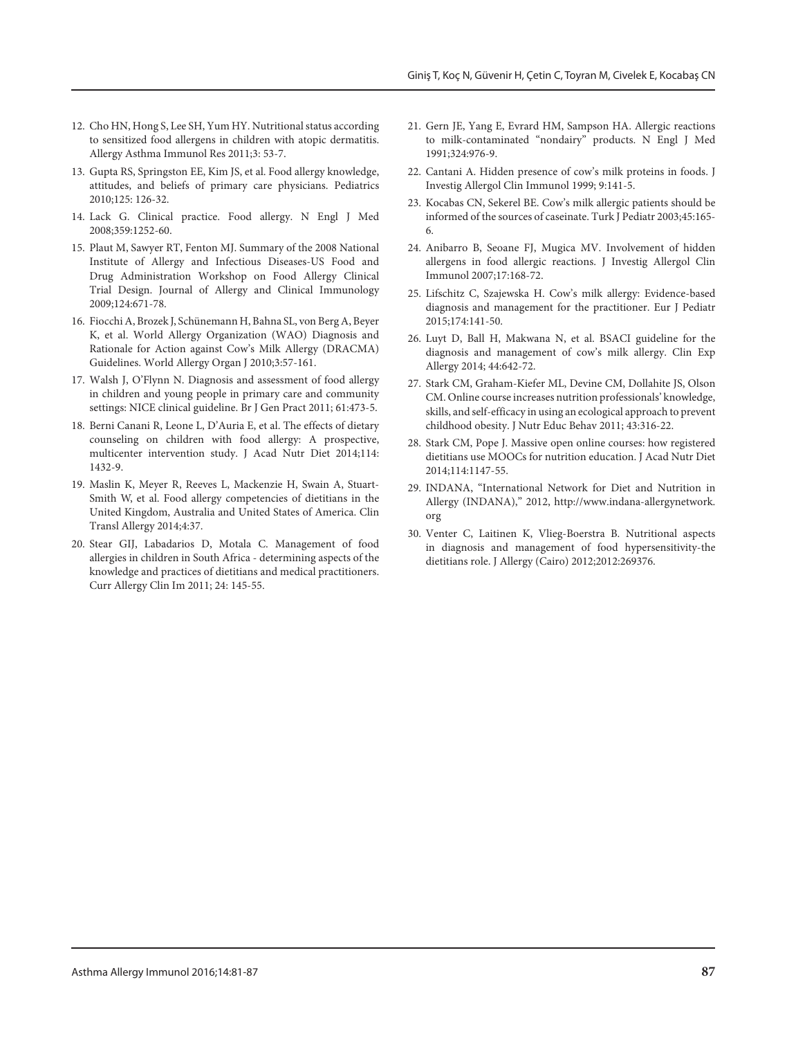12. Cho HN, Hong S, Lee SH, Yum HY. Nutritional status according to sensitized food allergens in children with atopic dermatitis. Allergy Asthma Immunol Res 2011;3: 53-7.
13. Gupta RS, Springston EE, Kim JS, et al. Food allergy knowledge, attitudes, and beliefs of primary care physicians. Pediatrics 2010;125: 126-32.
14. Lack G. Clinical practice. Food allergy. N Engl J Med 2008;359:1252-60.
15. Plaut M, Sawyer RT, Fenton MJ. Summary of the 2008 National Institute of Allergy and Infectious Diseases-US Food and Drug Administration Workshop on Food Allergy Clinical Trial Design. Journal of Allergy and Clinical Immunology 2009;124:671-78.
16. Fiocchi A, Brozek J, Schünemann H, Bahna SL, von Berg A, Beyer K, et al. World Allergy Organization (WAO) Diagnosis and Rationale for Action against Cow's Milk Allergy (DRACMA) Guidelines. World Allergy Organ J 2010;3:57-161.
17. Walsh J, O'Flynn N. Diagnosis and assessment of food allergy in children and young people in primary care and community settings: NICE clinical guideline. Br J Gen Pract 2011; 61:473-5.
18. Berni Canani R, Leone L, D'Auria E, et al. The effects of dietary counseling on children with food allergy: A prospective, multicenter intervention study. J Acad Nutr Diet 2014;114: 1432-9.
19. Maslin K, Meyer R, Reeves L, Mackenzie H, Swain A, Stuart-Smith W, et al. Food allergy competencies of dietitians in the United Kingdom, Australia and United States of America. Clin Transl Allergy 2014;4:37.
20. Stear GIJ, Labadarios D, Motala C. Management of food allergies in children in South Africa - determining aspects of the knowledge and practices of dietitians and medical practitioners. Curr Allergy Clin Im 2011; 24: 145-55.
21. Gern JE, Yang E, Evrard HM, Sampson HA. Allergic reactions to milk-contaminated "nondairy" products. N Engl J Med 1991;324:976-9.
22. Cantani A. Hidden presence of cow's milk proteins in foods. J Investig Allergol Clin Immunol 1999; 9:141-5.
23. Kocabas CN, Sekerel BE. Cow's milk allergic patients should be informed of the sources of caseinate. Turk J Pediatr 2003;45:165-6.
24. Anibarro B, Seoane FJ, Mugica MV. Involvement of hidden allergens in food allergic reactions. J Investig Allergol Clin Immunol 2007;17:168-72.
25. Lifschitz C, Szajewska H. Cow's milk allergy: Evidence-based diagnosis and management for the practitioner. Eur J Pediatr 2015;174:141-50.
26. Luyt D, Ball H, Makwana N, et al. BSACI guideline for the diagnosis and management of cow's milk allergy. Clin Exp Allergy 2014; 44:642-72.
27. Stark CM, Graham-Kiefer ML, Devine CM, Dollahite JS, Olson CM. Online course increases nutrition professionals' knowledge, skills, and self-efficacy in using an ecological approach to prevent childhood obesity. J Nutr Educ Behav 2011; 43:316-22.
28. Stark CM, Pope J. Massive open online courses: how registered dietitians use MOOCs for nutrition education. J Acad Nutr Diet 2014;114:1147-55.
29. INDANA, "International Network for Diet and Nutrition in Allergy (INDANA)," 2012, http://www.indana-allergynetwork.org
30. Venter C, Laitinen K, Vlieg-Boerstra B. Nutritional aspects in diagnosis and management of food hypersensitivity-the dietitians role. J Allergy (Cairo) 2012;2012:269376.